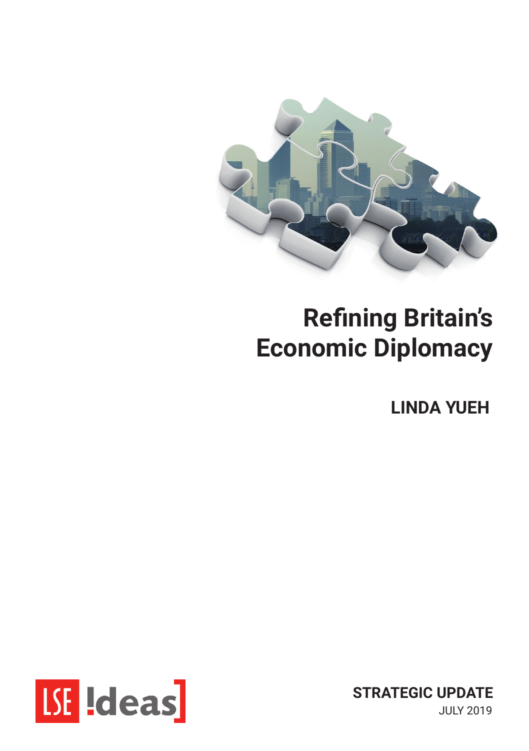# Refining Britain's Economic Diplomacy

**LINDA YUEH**

LSE Ideas

**STRATEGIC UPDATE**
JULY 2019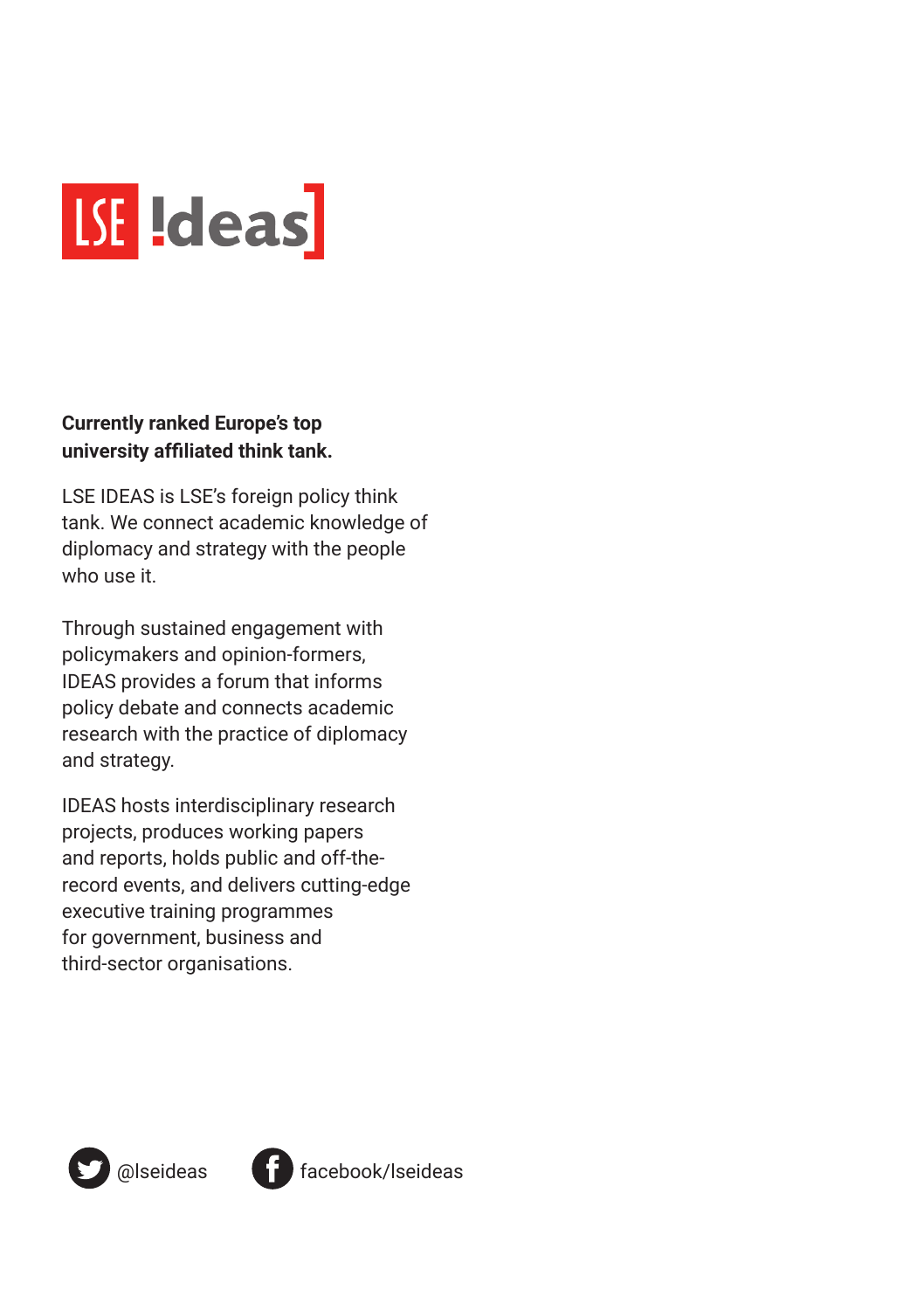LSE IDEAS

**Currently ranked Europe's top university affiliated think tank.**

LSE IDEAS is LSE's foreign policy think tank. We connect academic knowledge of diplomacy and strategy with the people who use it.

Through sustained engagement with policymakers and opinion-formers, IDEAS provides a forum that informs policy debate and connects academic research with the practice of diplomacy and strategy.

IDEAS hosts interdisciplinary research projects, produces working papers and reports, holds public and off-the-record events, and delivers cutting-edge executive training programmes for government, business and third-sector organisations.

@lseideas

facebook/lseideas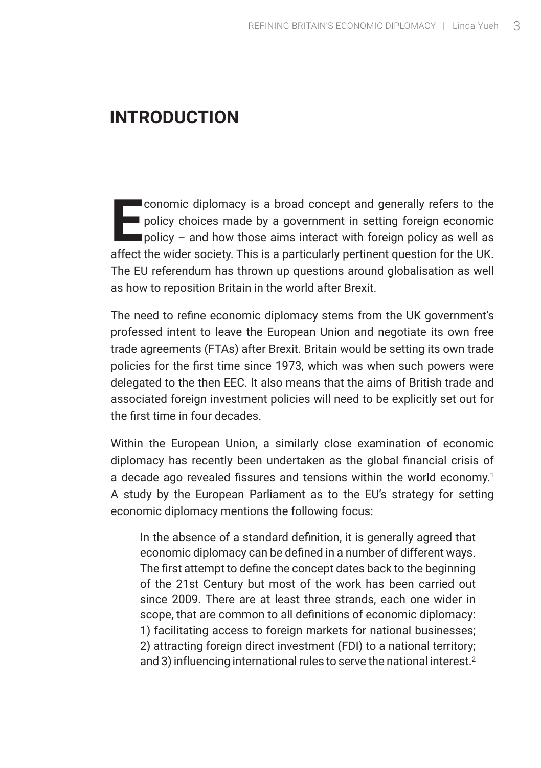# INTRODUCTION

Economic diplomacy is a broad concept and generally refers to the policy choices made by a government in setting foreign economic policy – and how those aims interact with foreign policy as well as affect the wider society. This is a particularly pertinent question for the UK. The EU referendum has thrown up questions around globalisation as well as how to reposition Britain in the world after Brexit.

The need to refine economic diplomacy stems from the UK government's professed intent to leave the European Union and negotiate its own free trade agreements (FTAs) after Brexit. Britain would be setting its own trade policies for the first time since 1973, which was when such powers were delegated to the then EEC. It also means that the aims of British trade and associated foreign investment policies will need to be explicitly set out for the first time in four decades.

Within the European Union, a similarly close examination of economic diplomacy has recently been undertaken as the global financial crisis of a decade ago revealed fissures and tensions within the world economy.[1] A study by the European Parliament as to the EU's strategy for setting economic diplomacy mentions the following focus:

> In the absence of a standard definition, it is generally agreed that economic diplomacy can be defined in a number of different ways. The first attempt to define the concept dates back to the beginning of the 21st Century but most of the work has been carried out since 2009. There are at least three strands, each one wider in scope, that are common to all definitions of economic diplomacy: 1) facilitating access to foreign markets for national businesses; 2) attracting foreign direct investment (FDI) to a national territory; and 3) influencing international rules to serve the national interest.[2]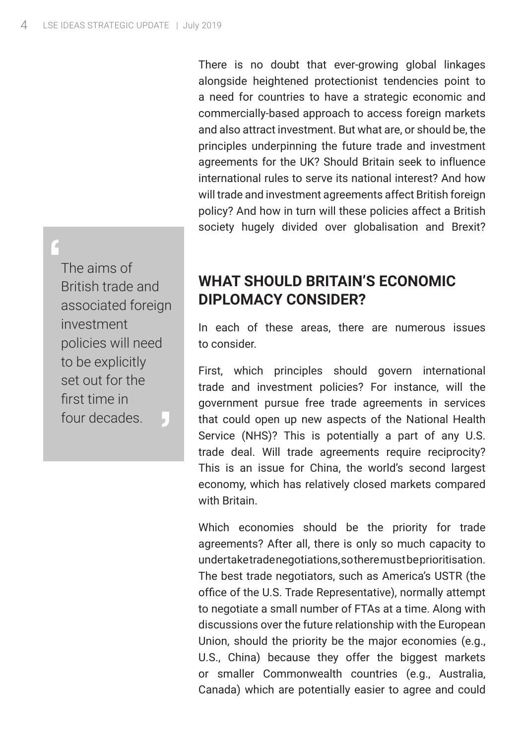There is no doubt that ever-growing global linkages alongside heightened protectionist tendencies point to a need for countries to have a strategic economic and commercially-based approach to access foreign markets and also attract investment. But what are, or should be, the principles underpinning the future trade and investment agreements for the UK? Should Britain seek to influence international rules to serve its national interest? And how will trade and investment agreements affect British foreign policy? And how in turn will these policies affect a British society hugely divided over globalisation and Brexit?

> The aims of British trade and associated foreign investment policies will need to be explicitly set out for the first time in four decades.

## WHAT SHOULD BRITAIN'S ECONOMIC DIPLOMACY CONSIDER?

In each of these areas, there are numerous issues to consider.

First, which principles should govern international trade and investment policies? For instance, will the government pursue free trade agreements in services that could open up new aspects of the National Health Service (NHS)? This is potentially a part of any U.S. trade deal. Will trade agreements require reciprocity? This is an issue for China, the world's second largest economy, which has relatively closed markets compared with Britain.

Which economies should be the priority for trade agreements? After all, there is only so much capacity to undertake trade negotiations, so there must be prioritisation. The best trade negotiators, such as America's USTR (the office of the U.S. Trade Representative), normally attempt to negotiate a small number of FTAs at a time. Along with discussions over the future relationship with the European Union, should the priority be the major economies (e.g., U.S., China) because they offer the biggest markets or smaller Commonwealth countries (e.g., Australia, Canada) which are potentially easier to agree and could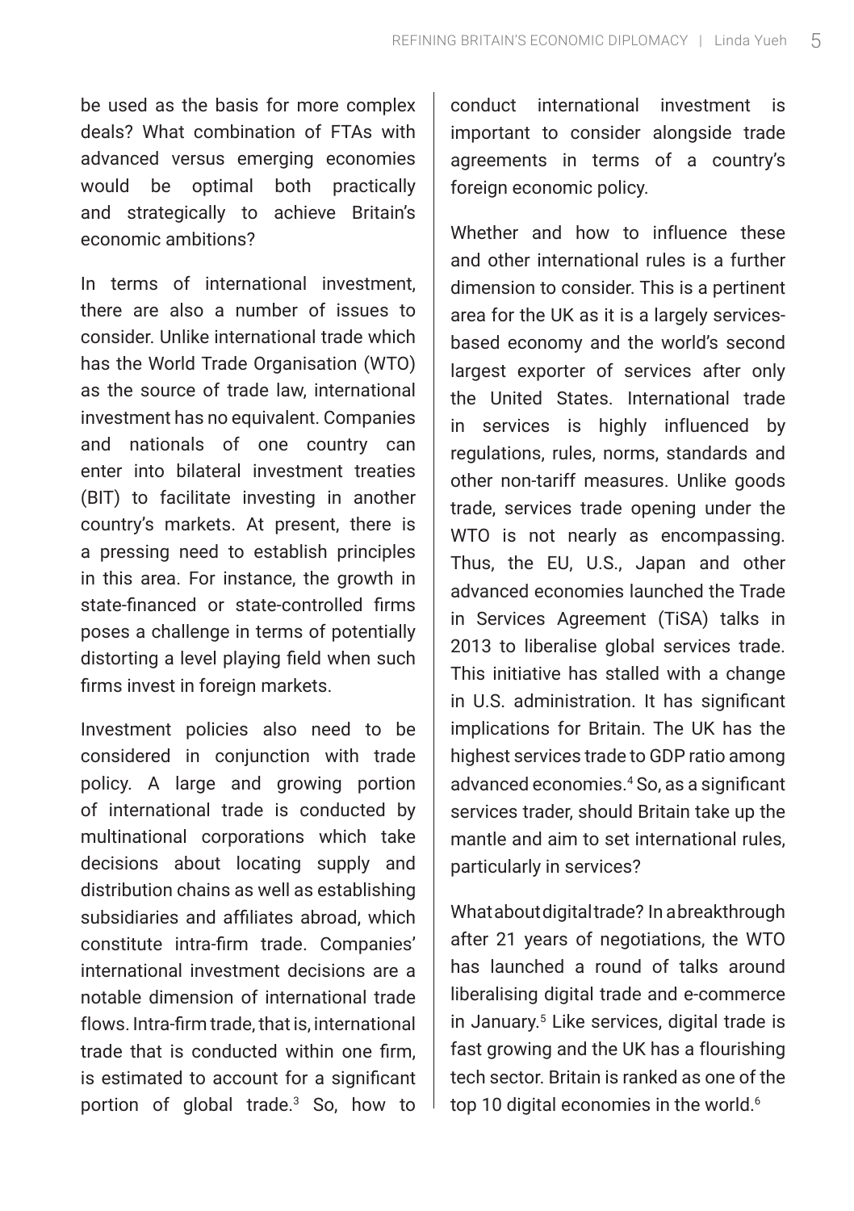be used as the basis for more complex deals? What combination of FTAs with advanced versus emerging economies would be optimal both practically and strategically to achieve Britain's economic ambitions?

In terms of international investment, there are also a number of issues to consider. Unlike international trade which has the World Trade Organisation (WTO) as the source of trade law, international investment has no equivalent. Companies and nationals of one country can enter into bilateral investment treaties (BIT) to facilitate investing in another country's markets. At present, there is a pressing need to establish principles in this area. For instance, the growth in state-financed or state-controlled firms poses a challenge in terms of potentially distorting a level playing field when such firms invest in foreign markets.

Investment policies also need to be considered in conjunction with trade policy. A large and growing portion of international trade is conducted by multinational corporations which take decisions about locating supply and distribution chains as well as establishing subsidiaries and affiliates abroad, which constitute intra-firm trade. Companies' international investment decisions are a notable dimension of international trade flows. Intra-firm trade, that is, international trade that is conducted within one firm, is estimated to account for a significant portion of global trade.[3] So, how to conduct international investment is important to consider alongside trade agreements in terms of a country's foreign economic policy.

Whether and how to influence these and other international rules is a further dimension to consider. This is a pertinent area for the UK as it is a largely services-based economy and the world's second largest exporter of services after only the United States. International trade in services is highly influenced by regulations, rules, norms, standards and other non-tariff measures. Unlike goods trade, services trade opening under the WTO is not nearly as encompassing. Thus, the EU, U.S., Japan and other advanced economies launched the Trade in Services Agreement (TiSA) talks in 2013 to liberalise global services trade. This initiative has stalled with a change in U.S. administration. It has significant implications for Britain. The UK has the highest services trade to GDP ratio among advanced economies.[4] So, as a significant services trader, should Britain take up the mantle and aim to set international rules, particularly in services?

What about digital trade? In a breakthrough after 21 years of negotiations, the WTO has launched a round of talks around liberalising digital trade and e-commerce in January.[5] Like services, digital trade is fast growing and the UK has a flourishing tech sector. Britain is ranked as one of the top 10 digital economies in the world.[6]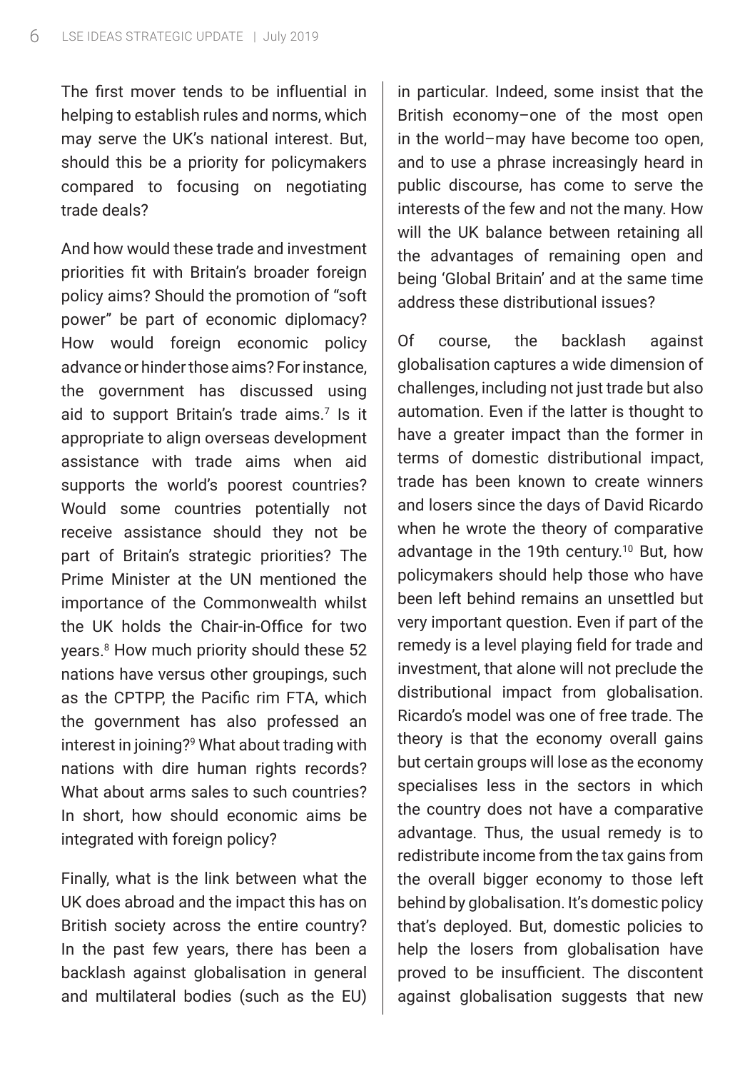The first mover tends to be influential in helping to establish rules and norms, which may serve the UK's national interest. But, should this be a priority for policymakers compared to focusing on negotiating trade deals?

And how would these trade and investment priorities fit with Britain's broader foreign policy aims? Should the promotion of "soft power" be part of economic diplomacy? How would foreign economic policy advance or hinder those aims? For instance, the government has discussed using aid to support Britain's trade aims.[7] Is it appropriate to align overseas development assistance with trade aims when aid supports the world's poorest countries? Would some countries potentially not receive assistance should they not be part of Britain's strategic priorities? The Prime Minister at the UN mentioned the importance of the Commonwealth whilst the UK holds the Chair-in-Office for two years.[8] How much priority should these 52 nations have versus other groupings, such as the CPTPP, the Pacific rim FTA, which the government has also professed an interest in joining?[9] What about trading with nations with dire human rights records? What about arms sales to such countries? In short, how should economic aims be integrated with foreign policy?

Finally, what is the link between what the UK does abroad and the impact this has on British society across the entire country? In the past few years, there has been a backlash against globalisation in general and multilateral bodies (such as the EU) in particular. Indeed, some insist that the British economy–one of the most open in the world–may have become too open, and to use a phrase increasingly heard in public discourse, has come to serve the interests of the few and not the many. How will the UK balance between retaining all the advantages of remaining open and being 'Global Britain' and at the same time address these distributional issues?

Of course, the backlash against globalisation captures a wide dimension of challenges, including not just trade but also automation. Even if the latter is thought to have a greater impact than the former in terms of domestic distributional impact, trade has been known to create winners and losers since the days of David Ricardo when he wrote the theory of comparative advantage in the 19th century.[10] But, how policymakers should help those who have been left behind remains an unsettled but very important question. Even if part of the remedy is a level playing field for trade and investment, that alone will not preclude the distributional impact from globalisation. Ricardo's model was one of free trade. The theory is that the economy overall gains but certain groups will lose as the economy specialises less in the sectors in which the country does not have a comparative advantage. Thus, the usual remedy is to redistribute income from the tax gains from the overall bigger economy to those left behind by globalisation. It's domestic policy that's deployed. But, domestic policies to help the losers from globalisation have proved to be insufficient. The discontent against globalisation suggests that new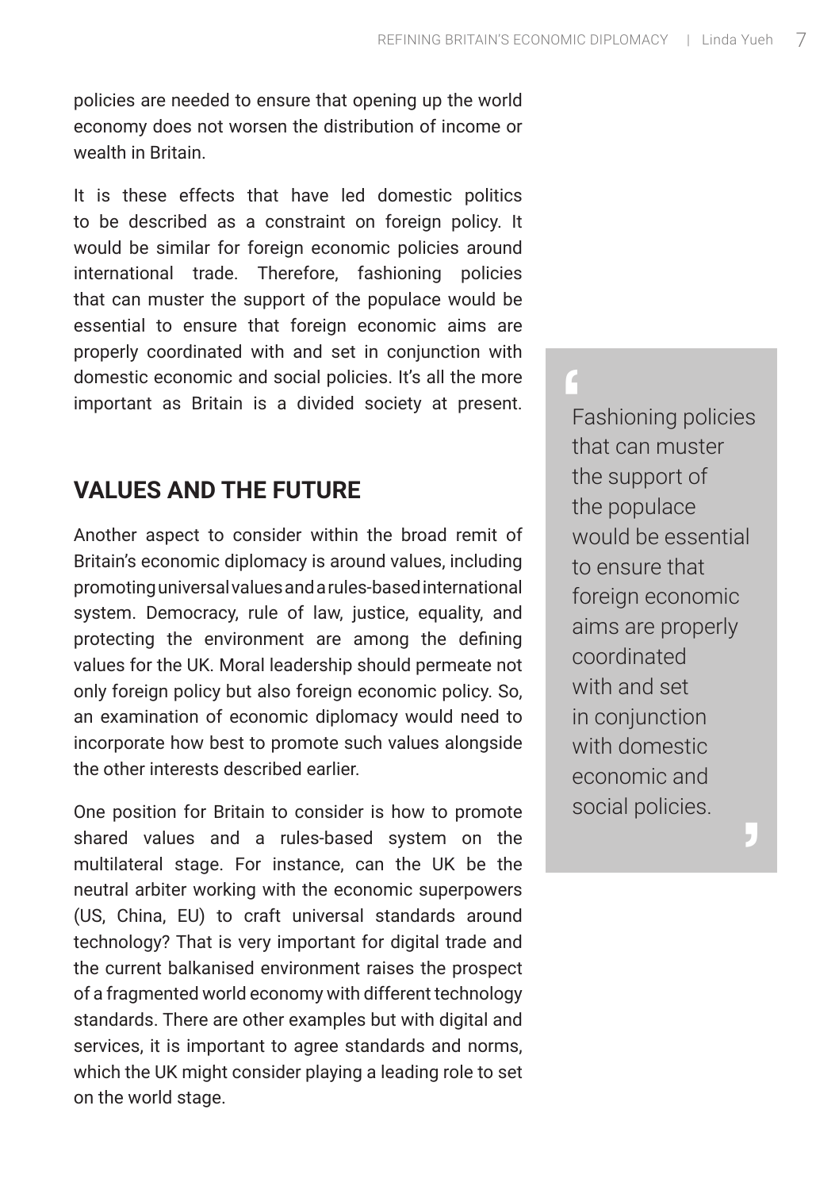policies are needed to ensure that opening up the world economy does not worsen the distribution of income or wealth in Britain.

It is these effects that have led domestic politics to be described as a constraint on foreign policy. It would be similar for foreign economic policies around international trade. Therefore, fashioning policies that can muster the support of the populace would be essential to ensure that foreign economic aims are properly coordinated with and set in conjunction with domestic economic and social policies. It's all the more important as Britain is a divided society at present.

> Fashioning policies that can muster the support of the populace would be essential to ensure that foreign economic aims are properly coordinated with and set in conjunction with domestic economic and social policies.

## VALUES AND THE FUTURE

Another aspect to consider within the broad remit of Britain's economic diplomacy is around values, including promoting universal values and a rules-based international system. Democracy, rule of law, justice, equality, and protecting the environment are among the defining values for the UK. Moral leadership should permeate not only foreign policy but also foreign economic policy. So, an examination of economic diplomacy would need to incorporate how best to promote such values alongside the other interests described earlier.

One position for Britain to consider is how to promote shared values and a rules-based system on the multilateral stage. For instance, can the UK be the neutral arbiter working with the economic superpowers (US, China, EU) to craft universal standards around technology? That is very important for digital trade and the current balkanised environment raises the prospect of a fragmented world economy with different technology standards. There are other examples but with digital and services, it is important to agree standards and norms, which the UK might consider playing a leading role to set on the world stage.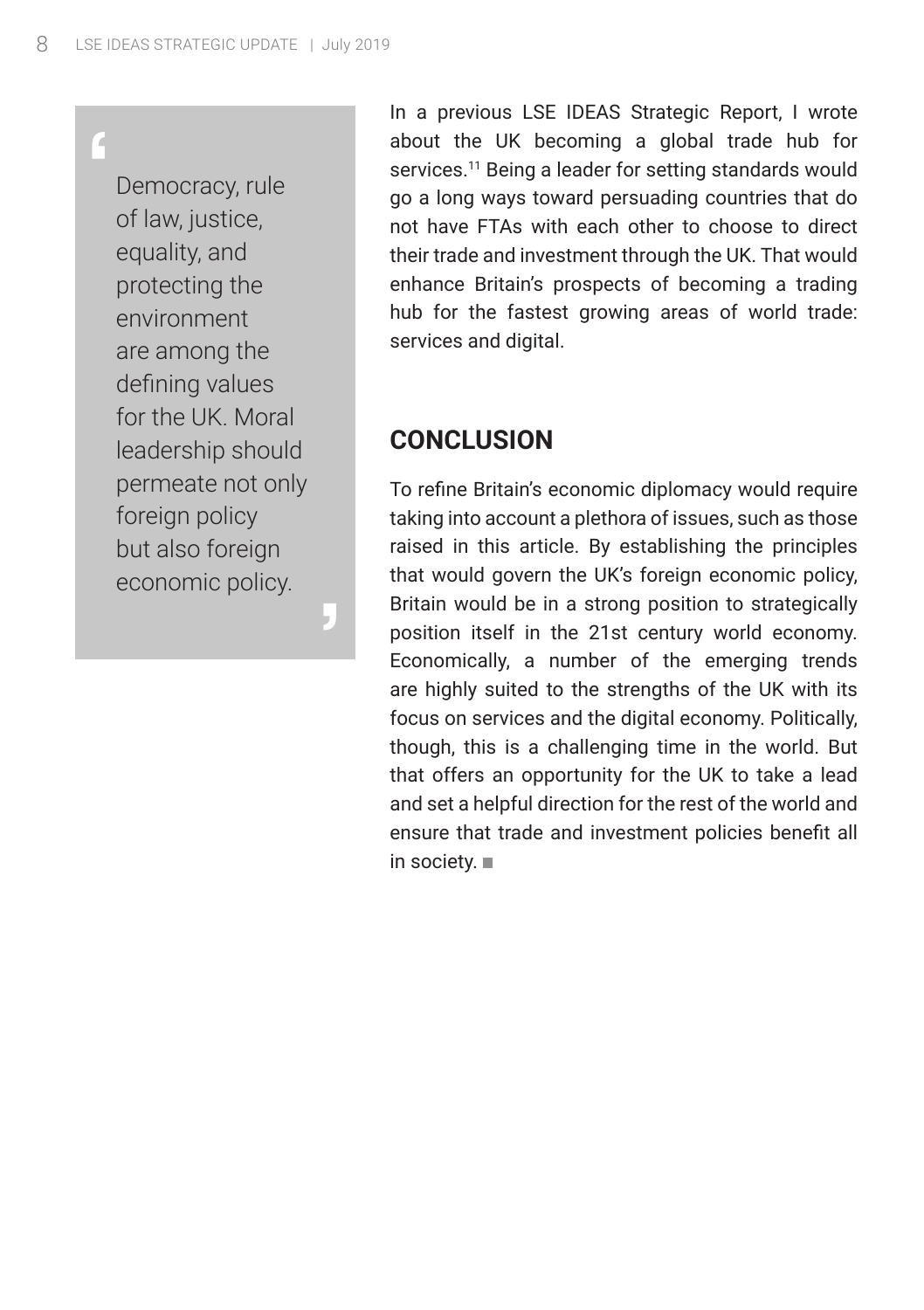> Democracy, rule of law, justice, equality, and protecting the environment are among the defining values for the UK. Moral leadership should permeate not only foreign policy but also foreign economic policy.

In a previous LSE IDEAS Strategic Report, I wrote about the UK becoming a global trade hub for services.[11] Being a leader for setting standards would go a long ways toward persuading countries that do not have FTAs with each other to choose to direct their trade and investment through the UK. That would enhance Britain's prospects of becoming a trading hub for the fastest growing areas of world trade: services and digital.

## CONCLUSION

To refine Britain's economic diplomacy would require taking into account a plethora of issues, such as those raised in this article. By establishing the principles that would govern the UK's foreign economic policy, Britain would be in a strong position to strategically position itself in the 21st century world economy. Economically, a number of the emerging trends are highly suited to the strengths of the UK with its focus on services and the digital economy. Politically, though, this is a challenging time in the world. But that offers an opportunity for the UK to take a lead and set a helpful direction for the rest of the world and ensure that trade and investment policies benefit all in society. ■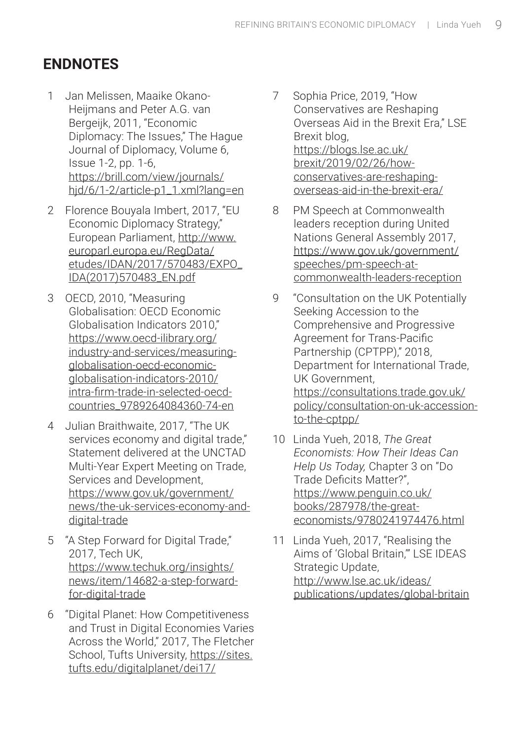## ENDNOTES

1. Jan Melissen, Maaike Okano-Heijmans and Peter A.G. van Bergeijk, 2011, "Economic Diplomacy: The Issues," The Hague Journal of Diplomacy, Volume 6, Issue 1-2, pp. 1-6, https://brill.com/view/journals/hjd/6/1-2/article-p1_1.xml?lang=en

2. Florence Bouyala Imbert, 2017, "EU Economic Diplomacy Strategy," European Parliament, http://www.europarl.europa.eu/RegData/etudes/IDAN/2017/570483/EXPO_IDA(2017)570483_EN.pdf

3. OECD, 2010, "Measuring Globalisation: OECD Economic Globalisation Indicators 2010," https://www.oecd-ilibrary.org/industry-and-services/measuring-globalisation-oecd-economic-globalisation-indicators-2010/intra-firm-trade-in-selected-oecd-countries_9789264084360-74-en

4. Julian Braithwaite, 2017, "The UK services economy and digital trade," Statement delivered at the UNCTAD Multi-Year Expert Meeting on Trade, Services and Development, https://www.gov.uk/government/news/the-uk-services-economy-and-digital-trade

5. "A Step Forward for Digital Trade," 2017, Tech UK, https://www.techuk.org/insights/news/item/14682-a-step-forward-for-digital-trade

6. "Digital Planet: How Competitiveness and Trust in Digital Economies Varies Across the World," 2017, The Fletcher School, Tufts University, https://sites.tufts.edu/digitalplanet/dei17/

7. Sophia Price, 2019, "How Conservatives are Reshaping Overseas Aid in the Brexit Era," LSE Brexit blog, https://blogs.lse.ac.uk/brexit/2019/02/26/how-conservatives-are-reshaping-overseas-aid-in-the-brexit-era/

8. PM Speech at Commonwealth leaders reception during United Nations General Assembly 2017, https://www.gov.uk/government/speeches/pm-speech-at-commonwealth-leaders-reception

9. "Consultation on the UK Potentially Seeking Accession to the Comprehensive and Progressive Agreement for Trans-Pacific Partnership (CPTPP)," 2018, Department for International Trade, UK Government, https://consultations.trade.gov.uk/policy/consultation-on-uk-accession-to-the-cptpp/

10. Linda Yueh, 2018, *The Great Economists: How Their Ideas Can Help Us Today,* Chapter 3 on "Do Trade Deficits Matter?", https://www.penguin.co.uk/books/287978/the-great-economists/9780241974476.html

11. Linda Yueh, 2017, "Realising the Aims of 'Global Britain,'" LSE IDEAS Strategic Update, http://www.lse.ac.uk/ideas/publications/updates/global-britain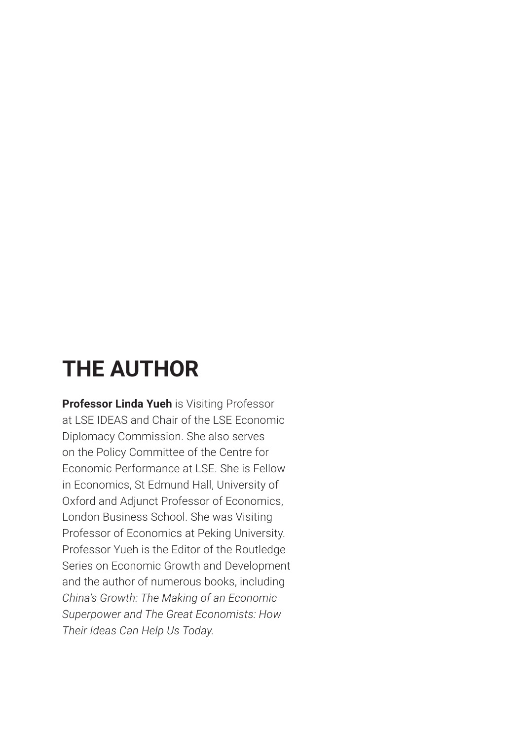# THE AUTHOR

**Professor Linda Yueh** is Visiting Professor at LSE IDEAS and Chair of the LSE Economic Diplomacy Commission. She also serves on the Policy Committee of the Centre for Economic Performance at LSE. She is Fellow in Economics, St Edmund Hall, University of Oxford and Adjunct Professor of Economics, London Business School. She was Visiting Professor of Economics at Peking University. Professor Yueh is the Editor of the Routledge Series on Economic Growth and Development and the author of numerous books, including *China's Growth: The Making of an Economic Superpower and The Great Economists: How Their Ideas Can Help Us Today.*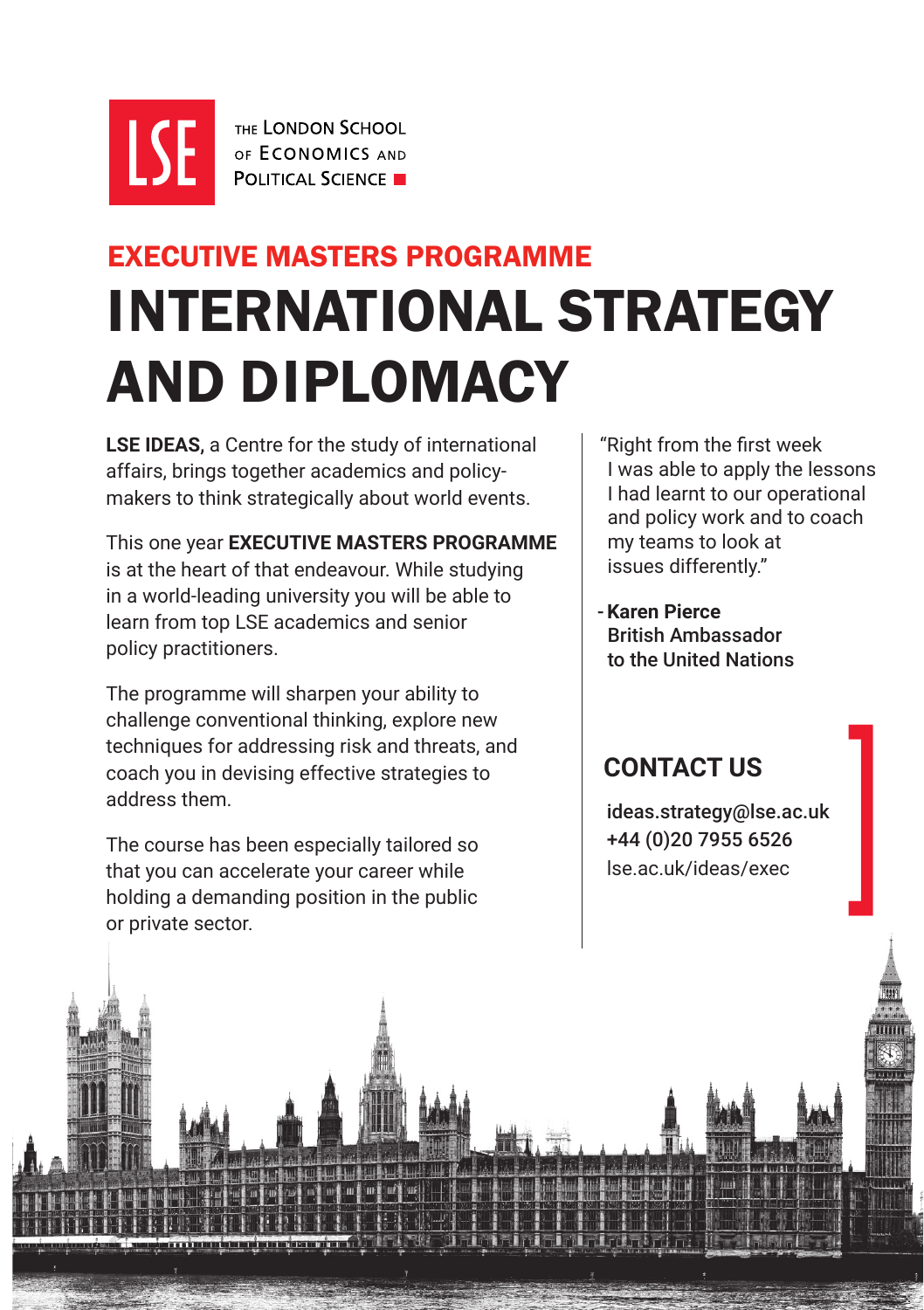THE LONDON SCHOOL OF ECONOMICS AND POLITICAL SCIENCE

## EXECUTIVE MASTERS PROGRAMME

# INTERNATIONAL STRATEGY AND DIPLOMACY

**LSE IDEAS**, a Centre for the study of international affairs, brings together academics and policy-makers to think strategically about world events.

This one year **EXECUTIVE MASTERS PROGRAMME** is at the heart of that endeavour. While studying in a world-leading university you will be able to learn from top LSE academics and senior policy practitioners.

The programme will sharpen your ability to challenge conventional thinking, explore new techniques for addressing risk and threats, and coach you in devising effective strategies to address them.

The course has been especially tailored so that you can accelerate your career while holding a demanding position in the public or private sector.

"Right from the first week I was able to apply the lessons I had learnt to our operational and policy work and to coach my teams to look at issues differently."

- **Karen Pierce British Ambassador to the United Nations**

## CONTACT US

**ideas.strategy@lse.ac.uk**
**+44 (0)20 7955 6526**
lse.ac.uk/ideas/exec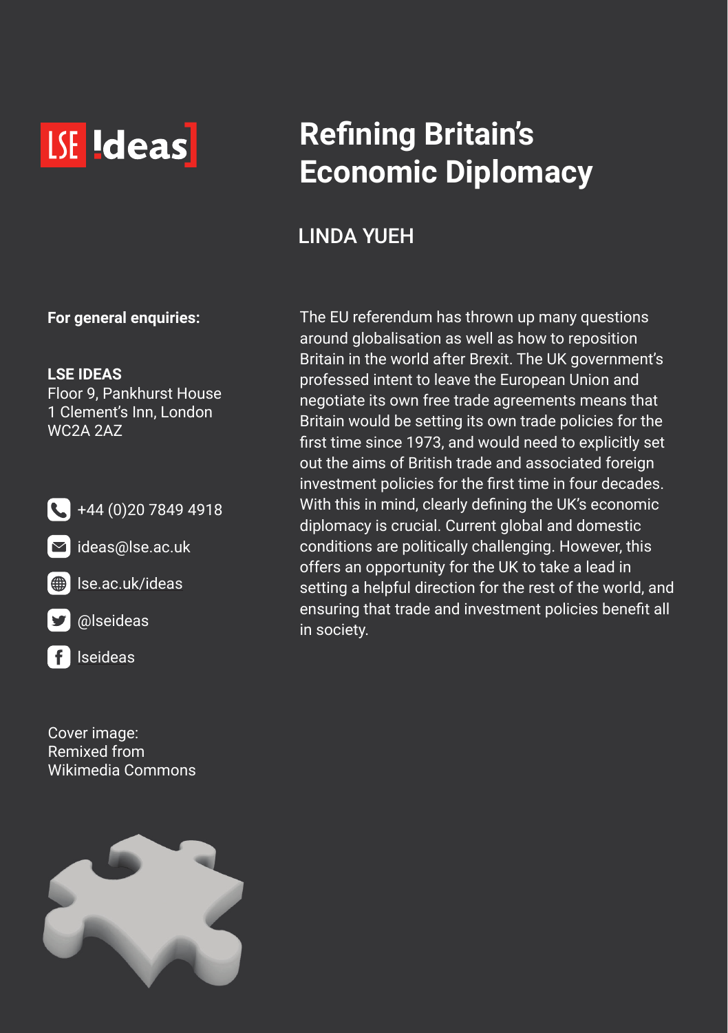LSE Ideas

# Refining Britain's Economic Diplomacy

## LINDA YUEH

The EU referendum has thrown up many questions around globalisation as well as how to reposition Britain in the world after Brexit. The UK government's professed intent to leave the European Union and negotiate its own free trade agreements means that Britain would be setting its own trade policies for the first time since 1973, and would need to explicitly set out the aims of British trade and associated foreign investment policies for the first time in four decades. With this in mind, clearly defining the UK's economic diplomacy is crucial. Current global and domestic conditions are politically challenging. However, this offers an opportunity for the UK to take a lead in setting a helpful direction for the rest of the world, and ensuring that trade and investment policies benefit all in society.

**For general enquiries:**

**LSE IDEAS**
Floor 9, Pankhurst House
1 Clement's Inn, London
WC2A 2AZ

+44 (0)20 7849 4918

ideas@lse.ac.uk

lse.ac.uk/ideas

@lseideas

lseideas

Cover image:
Remixed from
Wikimedia Commons